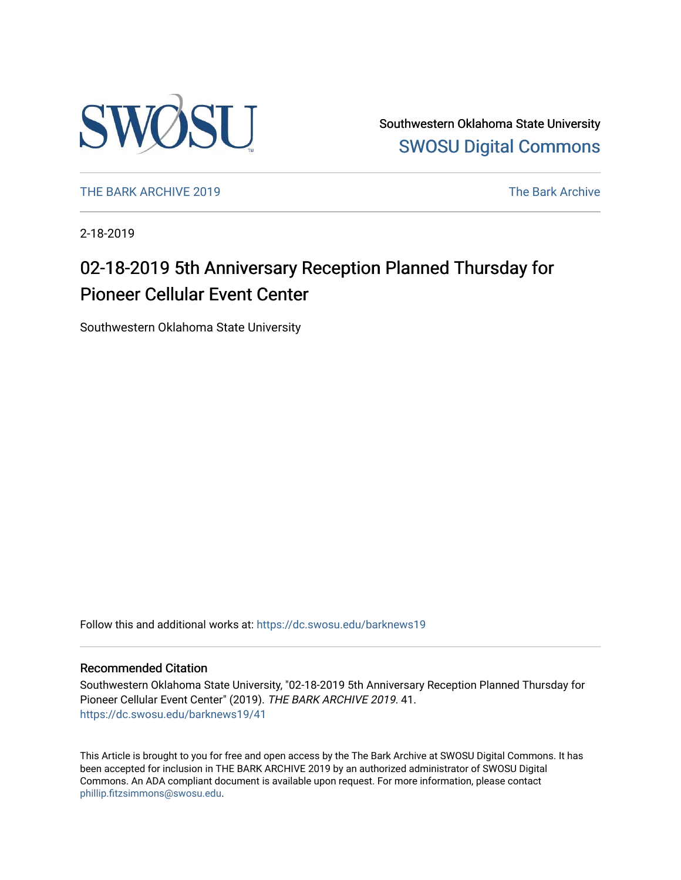Southwestern Oklahoma State University

SWOSU Digital Commons

THE BARK ARCHIVE 2019

The Bark Archive

2-18-2019

# 02-18-2019 5th Anniversary Reception Planned Thursday for Pioneer Cellular Event Center

Southwestern Oklahoma State University

Follow this and additional works at: https://dc.swosu.edu/barknews19

## Recommended Citation

Southwestern Oklahoma State University, "02-18-2019 5th Anniversary Reception Planned Thursday for Pioneer Cellular Event Center" (2019). *THE BARK ARCHIVE 2019*. 41.
https://dc.swosu.edu/barknews19/41

This Article is brought to you for free and open access by the The Bark Archive at SWOSU Digital Commons. It has been accepted for inclusion in THE BARK ARCHIVE 2019 by an authorized administrator of SWOSU Digital Commons. An ADA compliant document is available upon request. For more information, please contact phillip.fitzsimmons@swosu.edu.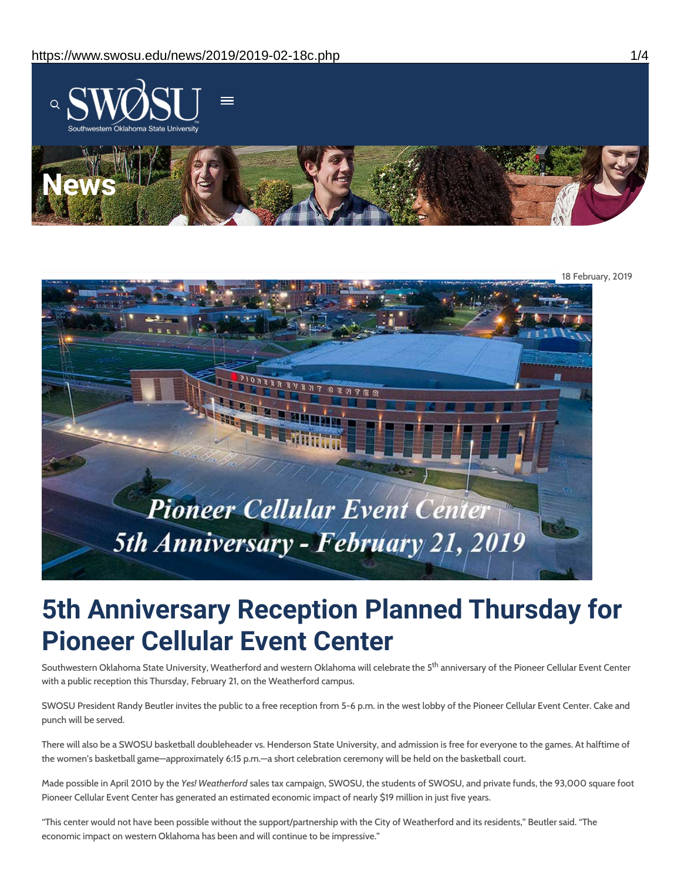18 February, 2019

# 5th Anniversary Reception Planned Thursday for Pioneer Cellular Event Center

Southwestern Oklahoma State University, Weatherford and western Oklahoma will celebrate the 5th anniversary of the Pioneer Cellular Event Center with a public reception this Thursday, February 21, on the Weatherford campus.

SWOSU President Randy Beutler invites the public to a free reception from 5-6 p.m. in the west lobby of the Pioneer Cellular Event Center. Cake and punch will be served.

There will also be a SWOSU basketball doubleheader vs. Henderson State University, and admission is free for everyone to the games. At halftime of the women's basketball game—approximately 6:15 p.m.—a short celebration ceremony will be held on the basketball court.

Made possible in April 2010 by the *Yes! Weatherford* sales tax campaign, SWOSU, the students of SWOSU, and private funds, the 93,000 square foot Pioneer Cellular Event Center has generated an estimated economic impact of nearly $19 million in just five years.

"This center would not have been possible without the support/partnership with the City of Weatherford and its residents," Beutler said. "The economic impact on western Oklahoma has been and will continue to be impressive."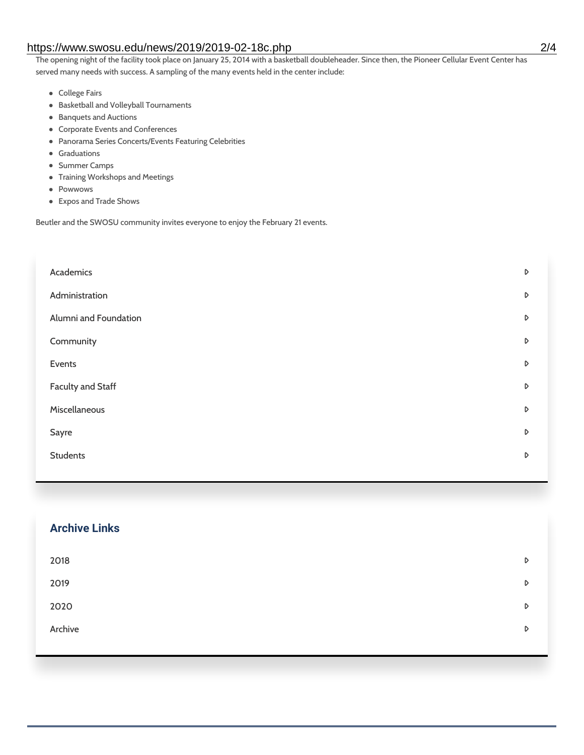The opening night of the facility took place on January 25, 2014 with a basketball doubleheader. Since then, the Pioneer Cellular Event Center has served many needs with success. A sampling of the many events held in the center include:

- College Fairs
- Basketball and Volleyball Tournaments
- Banquets and Auctions
- Corporate Events and Conferences
- Panorama Series Concerts/Events Featuring Celebrities
- Graduations
- Summer Camps
- Training Workshops and Meetings
- Powwows
- Expos and Trade Shows

Beutler and the SWOSU community invites everyone to enjoy the February 21 events.

- Academics
- Administration
- Alumni and Foundation
- Community
- Events
- Faculty and Staff
- Miscellaneous
- Sayre
- Students

## Archive Links

- 2018
- 2019
- 2020
- Archive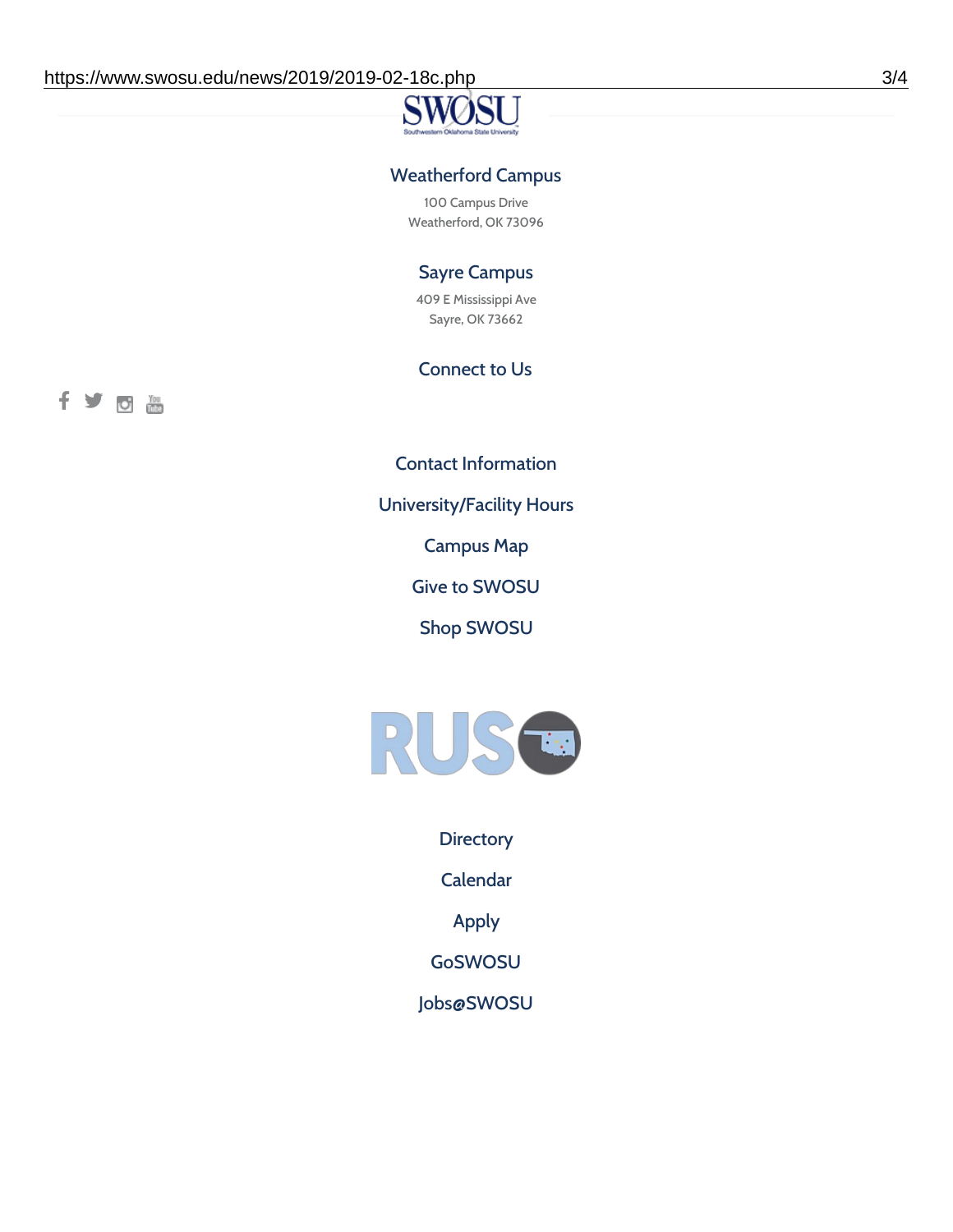### Weatherford Campus

100 Campus Drive
Weatherford, OK 73096

### Sayre Campus

409 E Mississippi Ave
Sayre, OK 73662

### Connect to Us

Contact Information

University/Facility Hours

Campus Map

Give to SWOSU

Shop SWOSU

Directory

Calendar

Apply

GoSWOSU

Jobs@SWOSU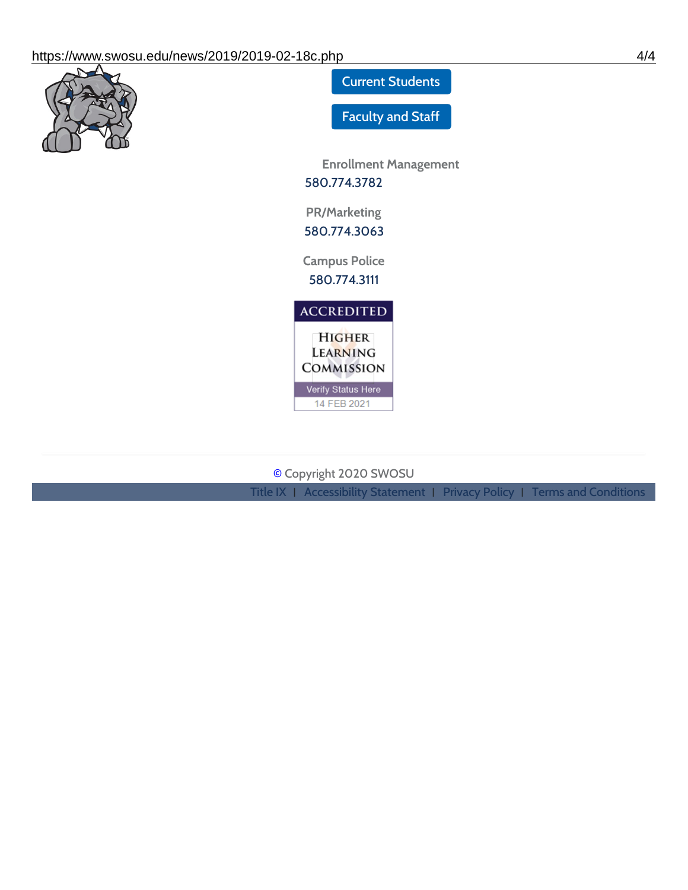Current Students

Faculty and Staff

Enrollment Management
580.774.3782

PR/Marketing
580.774.3063

Campus Police
580.774.3111

ACCREDITED

HIGHER LEARNING COMMISSION

Verify Status Here

14 FEB 2021

© Copyright 2020 SWOSU

Title IX | Accessibility Statement | Privacy Policy | Terms and Conditions